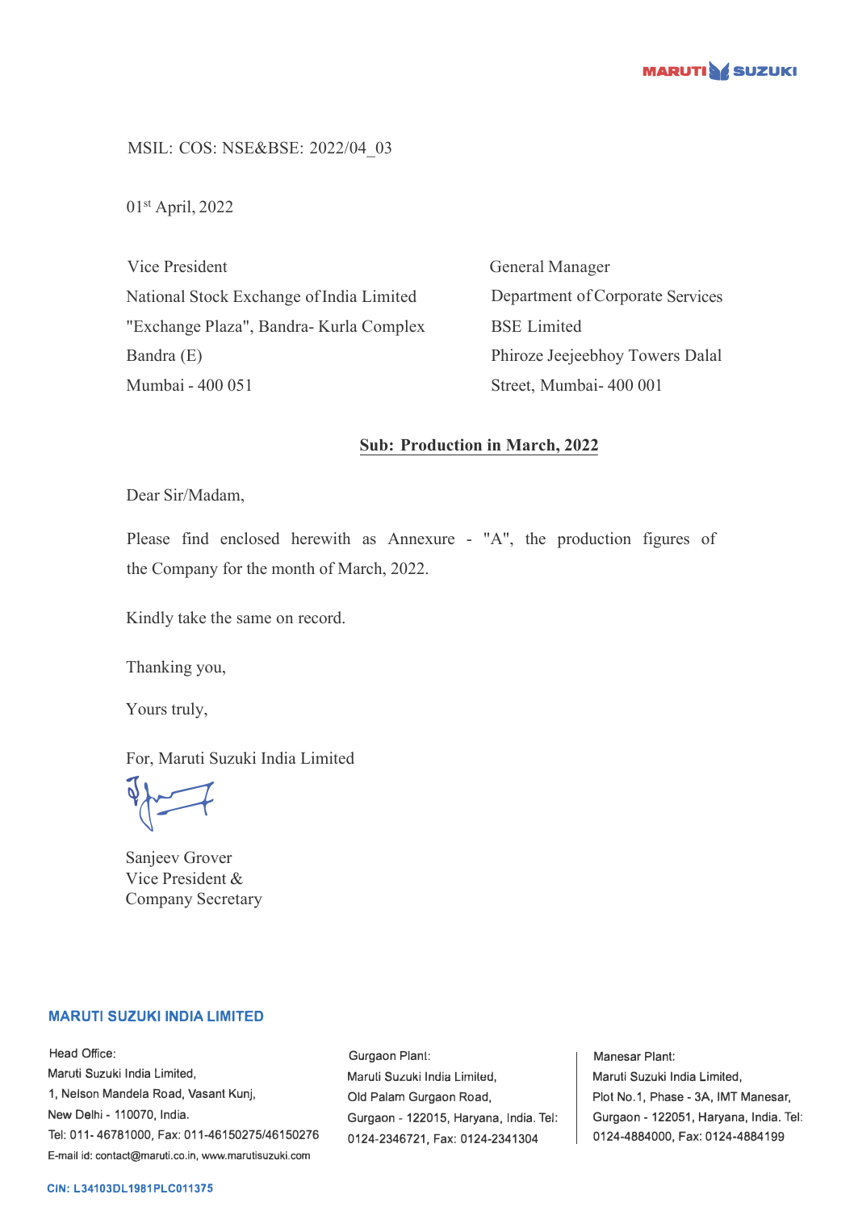MSIL: COS: NSE&BSE: 2022/04_03

01st April, 2022

| Vice President | General Manager |
|---|---|
| National Stock Exchange of India Limited | Department of Corporate Services |
| "Exchange Plaza", Bandra- Kurla Complex | BSE Limited |
| Bandra (E) | Phiroze Jeejeebhoy Towers Dalal |
| Mumbai - 400 051 | Street, Mumbai- 400 001 |

**Sub: Production in March, 2022**

Dear Sir/Madam,

Please find enclosed herewith as Annexure - "A", the production figures of the Company for the month of March, 2022.

Kindly take the same on record.

Thanking you,

Yours truly,

For, Maruti Suzuki India Limited

Sanjeev Grover
Vice President &
Company Secretary

**MARUTI SUZUKI INDIA LIMITED**

Head Office:
Maruti Suzuki India Limited,
1, Nelson Mandela Road, Vasant Kunj,
New Delhi - 110070, India.
Tel: 011- 46781000, Fax: 011-46150275/46150276
E-mail id: contact@maruti.co.in, www.marutisuzuki.com

Gurgaon Plant:
Maruti Suzuki India Limited,
Old Palam Gurgaon Road,
Gurgaon - 122015, Haryana, India. Tel: 0124-2346721, Fax: 0124-2341304

Manesar Plant:
Maruti Suzuki India Limited,
Plot No.1, Phase - 3A, IMT Manesar,
Gurgaon - 122051, Haryana, India. Tel: 0124-4884000, Fax: 0124-4884199

CIN: L34103DL1981PLC011375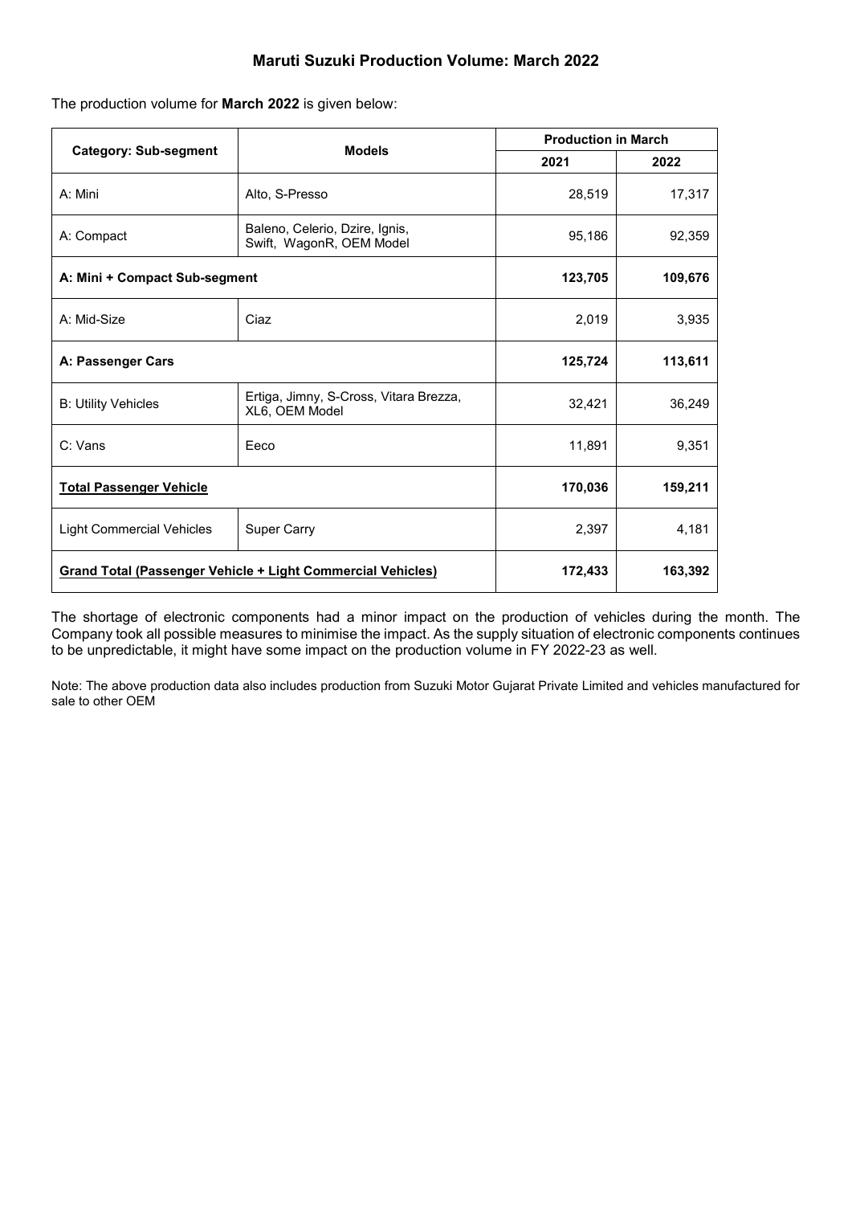## Maruti Suzuki Production Volume: March 2022

The production volume for **March 2022** is given below:

| Category: Sub-segment | Models | Production in March | |
|---|---|---|---|
| | | 2021 | 2022 |
| A: Mini | Alto, S-Presso | 28,519 | 17,317 |
| A: Compact | Baleno, Celerio, Dzire, Ignis, Swift, WagonR, OEM Model | 95,186 | 92,359 |
| **A: Mini + Compact Sub-segment** | | **123,705** | **109,676** |
| A: Mid-Size | Ciaz | 2,019 | 3,935 |
| **A: Passenger Cars** | | **125,724** | **113,611** |
| B: Utility Vehicles | Ertiga, Jimny, S-Cross, Vitara Brezza, XL6, OEM Model | 32,421 | 36,249 |
| C: Vans | Eeco | 11,891 | 9,351 |
| **Total Passenger Vehicle** | | **170,036** | **159,211** |
| Light Commercial Vehicles | Super Carry | 2,397 | 4,181 |
| **Grand Total (Passenger Vehicle + Light Commercial Vehicles)** | | **172,433** | **163,392** |

The shortage of electronic components had a minor impact on the production of vehicles during the month. The Company took all possible measures to minimise the impact. As the supply situation of electronic components continues to be unpredictable, it might have some impact on the production volume in FY 2022-23 as well.

Note: The above production data also includes production from Suzuki Motor Gujarat Private Limited and vehicles manufactured for sale to other OEM